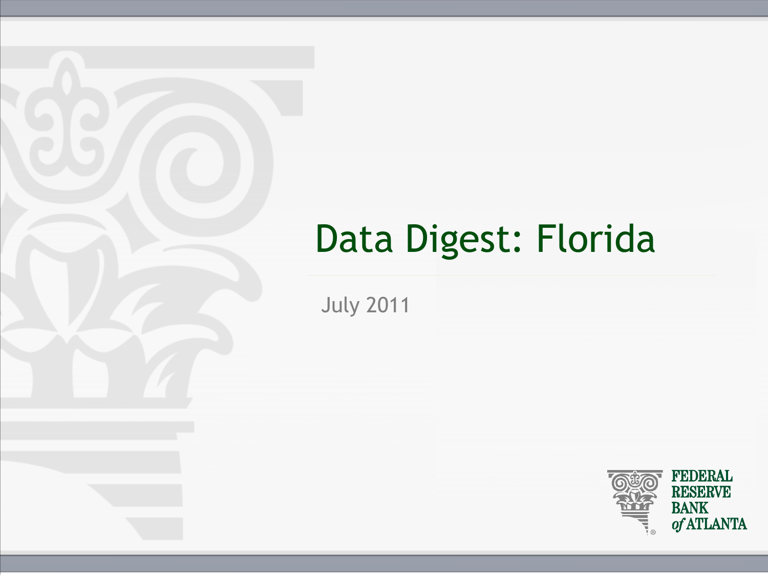# Data Digest: Florida

July 2011

FEDERAL RESERVE BANK *of* ATLANTA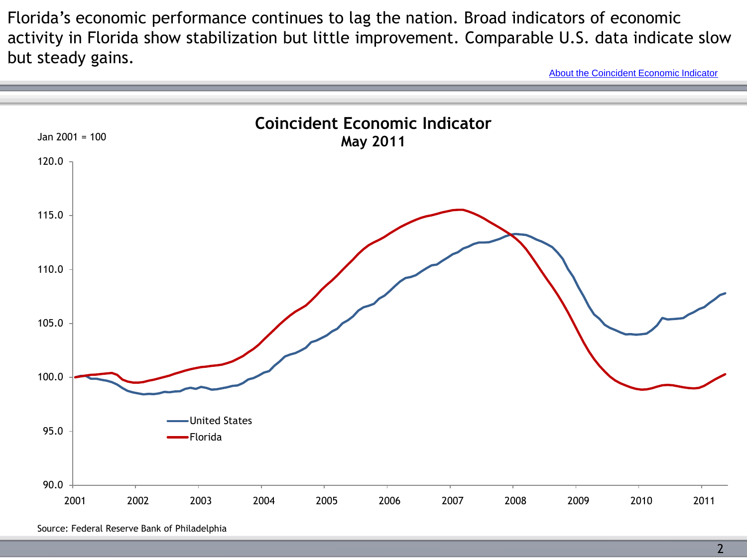Florida's economic performance continues to lag the nation. Broad indicators of economic activity in Florida show stabilization but little improvement. Comparable U.S. data indicate slow but steady gains.

About the Coincident Economic Indicator

## Coincident Economic Indicator
### May 2011

Jan 2001 = 100

120.0
115.0
110.0
105.0
100.0
95.0
90.0

2001 2002 2003 2004 2005 2006 2007 2008 2009 2010 2011

United States
Florida

Source: Federal Reserve Bank of Philadelphia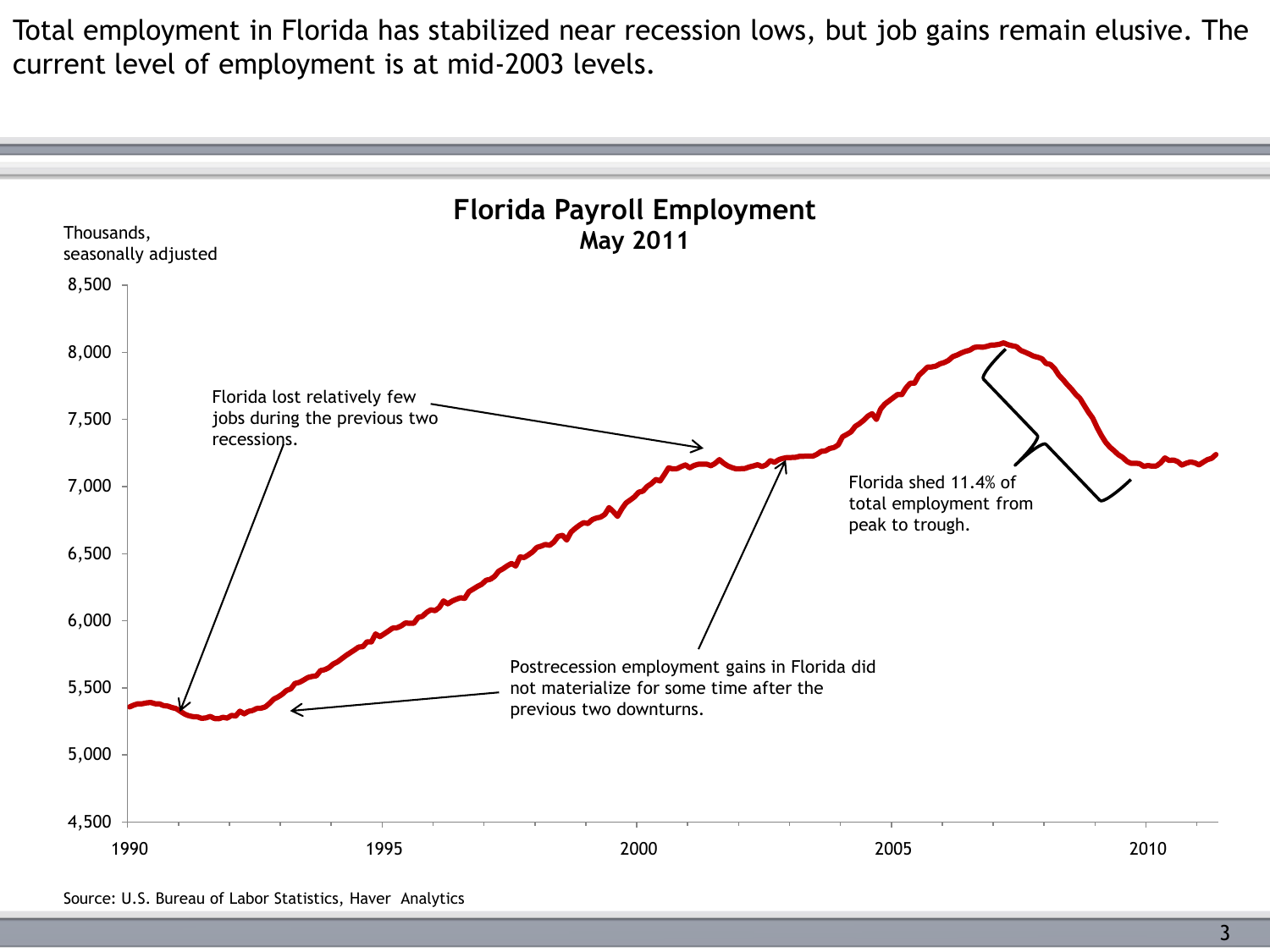Total employment in Florida has stabilized near recession lows, but job gains remain elusive. The current level of employment is at mid-2003 levels.

**Florida Payroll Employment**
**May 2011**

Thousands, seasonally adjusted

8,500
8,000
7,500
7,000
6,500
6,000
5,500
5,000
4,500

1990 1995 2000 2005 2010

Florida lost relatively few jobs during the previous two recessions.

Postrecession employment gains in Florida did not materialize for some time after the previous two downturns.

Florida shed 11.4% of total employment from peak to trough.

Source: U.S. Bureau of Labor Statistics, Haver Analytics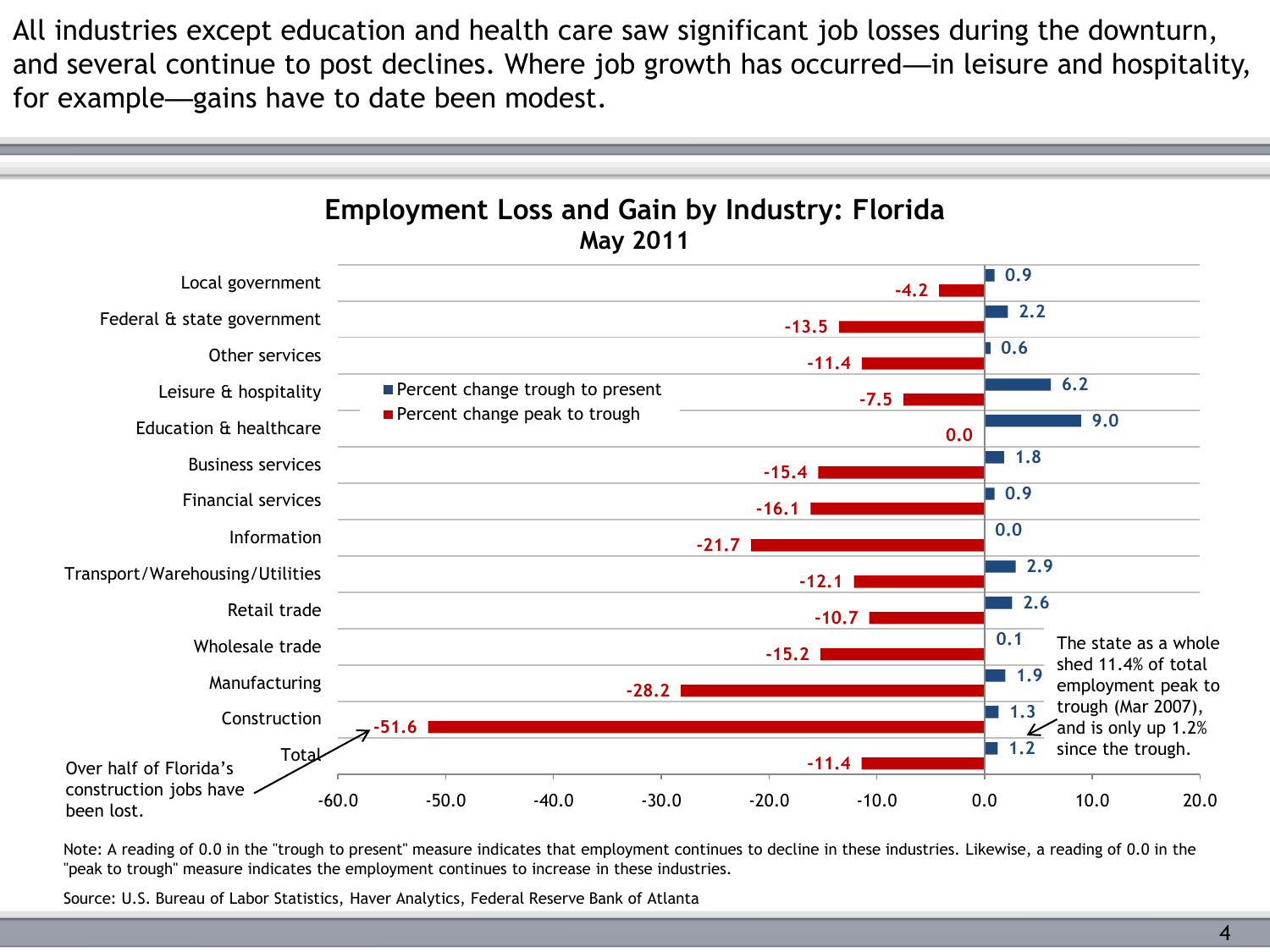All industries except education and health care saw significant job losses during the downturn, and several continue to post declines. Where job growth has occurred—in leisure and hospitality, for example—gains have to date been modest.

## Employment Loss and Gain by Industry: Florida

### May 2011

| Industry | Percent change trough to present | Percent change peak to trough |
|---|---|---|
| Local government | 0.9 | -4.2 |
| Federal & state government | 2.2 | -13.5 |
| Other services | 0.6 | -11.4 |
| Leisure & hospitality | 6.2 | -7.5 |
| Education & healthcare | 9.0 | 0.0 |
| Business services | 1.8 | -15.4 |
| Financial services | 0.9 | -16.1 |
| Information | 0.0 | -21.7 |
| Transport/Warehousing/Utilities | 2.9 | -12.1 |
| Retail trade | 2.6 | -10.7 |
| Wholesale trade | 0.1 | -15.2 |
| Manufacturing | 1.9 | -28.2 |
| Construction | 1.3 | -51.6 |
| Total | 1.2 | -11.4 |

Over half of Florida's construction jobs have been lost.

The state as a whole shed 11.4% of total employment peak to trough (Mar 2007), and is only up 1.2% since the trough.

Note: A reading of 0.0 in the "trough to present" measure indicates that employment continues to decline in these industries. Likewise, a reading of 0.0 in the "peak to trough" measure indicates the employment continues to increase in these industries.

Source: U.S. Bureau of Labor Statistics, Haver Analytics, Federal Reserve Bank of Atlanta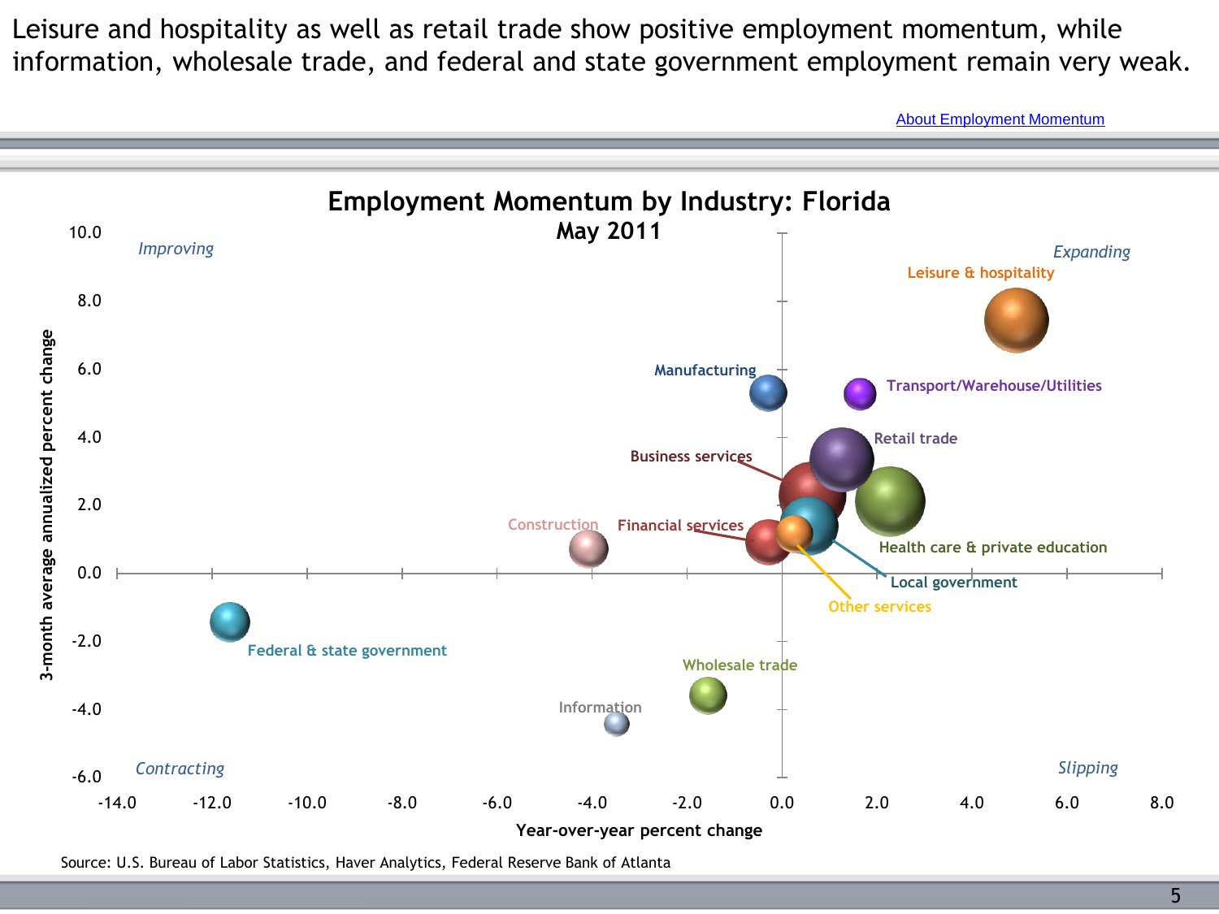Leisure and hospitality as well as retail trade show positive employment momentum, while information, wholesale trade, and federal and state government employment remain very weak.

About Employment Momentum

## Employment Momentum by Industry: Florida
### May 2011

*Improving* | *Expanding* | *Contracting* | *Slipping*

Leisure & hospitality
Manufacturing
Transport/Warehouse/Utilities
Retail trade
Business services
Construction
Financial services
Health care & private education
Local government
Other services
Federal & state government
Wholesale trade
Information

Y-axis: 3-month average annualized percent change (-6.0 to 10.0)

X-axis: Year-over-year percent change (-14.0 to 8.0)

Source: U.S. Bureau of Labor Statistics, Haver Analytics, Federal Reserve Bank of Atlanta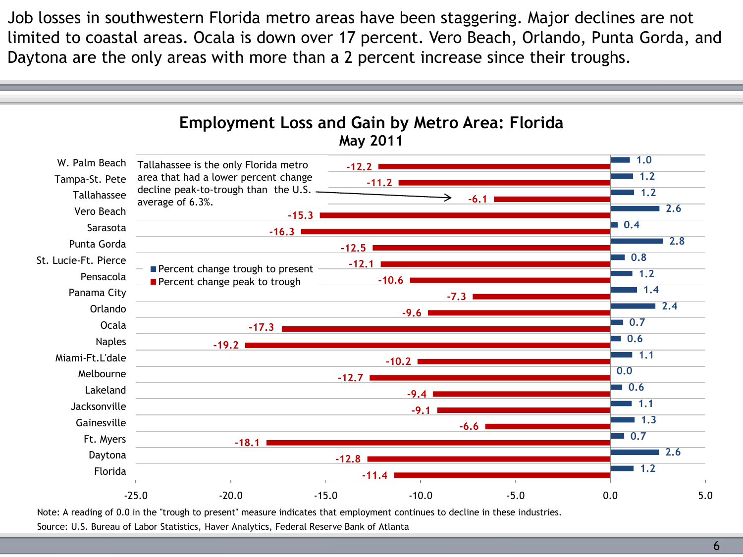Job losses in southwestern Florida metro areas have been staggering. Major declines are not limited to coastal areas. Ocala is down over 17 percent. Vero Beach, Orlando, Punta Gorda, and Daytona are the only areas with more than a 2 percent increase since their troughs.

## Employment Loss and Gain by Metro Area: Florida

### May 2011

| Metro Area | Percent change peak to trough | Percent change trough to present |
|---|---|---|
| W. Palm Beach | -12.2 | 1.0 |
| Tampa-St. Pete | -11.2 | 1.2 |
| Tallahassee | -6.1 | 1.2 |
| Vero Beach | -15.3 | 2.6 |
| Sarasota | -16.3 | 0.4 |
| Punta Gorda | -12.5 | 2.8 |
| St. Lucie-Ft. Pierce | -12.1 | 0.8 |
| Pensacola | -10.6 | 1.2 |
| Panama City | -7.3 | 1.4 |
| Orlando | -9.6 | 2.4 |
| Ocala | -17.3 | 0.7 |
| Naples | -19.2 | 0.6 |
| Miami-Ft.L'dale | -10.2 | 1.1 |
| Melbourne | -12.7 | 0.0 |
| Lakeland | -9.4 | 0.6 |
| Jacksonville | -9.1 | 1.1 |
| Gainesville | -6.6 | 1.3 |
| Ft. Myers | -18.1 | 0.7 |
| Daytona | -12.8 | 2.6 |
| Florida | -11.4 | 1.2 |

Tallahassee is the only Florida metro area that had a lower percent change decline peak-to-trough than the U.S. average of 6.3%.

Note: A reading of 0.0 in the "trough to present" measure indicates that employment continues to decline in these industries.

Source: U.S. Bureau of Labor Statistics, Haver Analytics, Federal Reserve Bank of Atlanta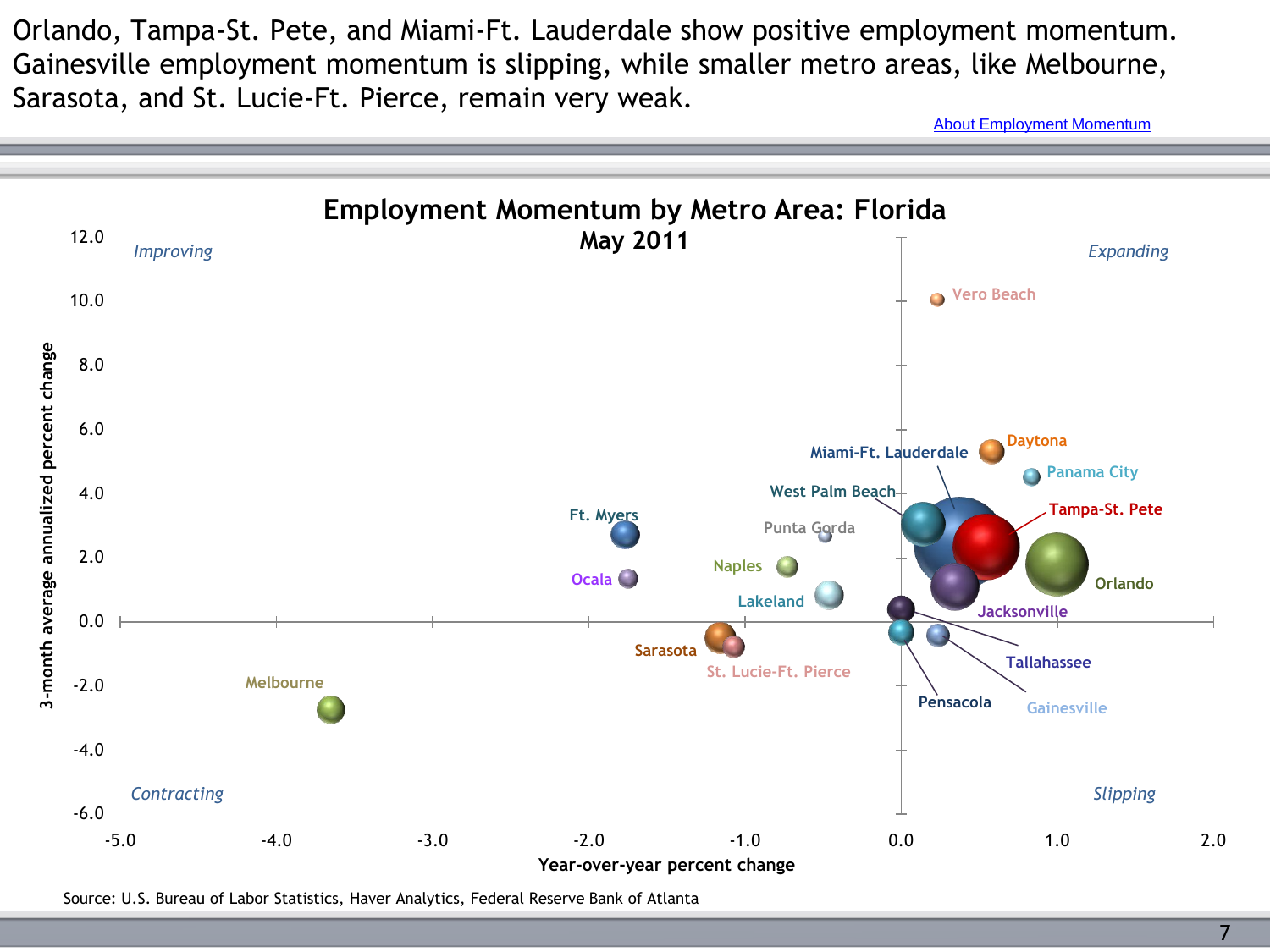Orlando, Tampa-St. Pete, and Miami-Ft. Lauderdale show positive employment momentum. Gainesville employment momentum is slipping, while smaller metro areas, like Melbourne, Sarasota, and St. Lucie-Ft. Pierce, remain very weak.

About Employment Momentum

## Employment Momentum by Metro Area: Florida

### May 2011

Source: U.S. Bureau of Labor Statistics, Haver Analytics, Federal Reserve Bank of Atlanta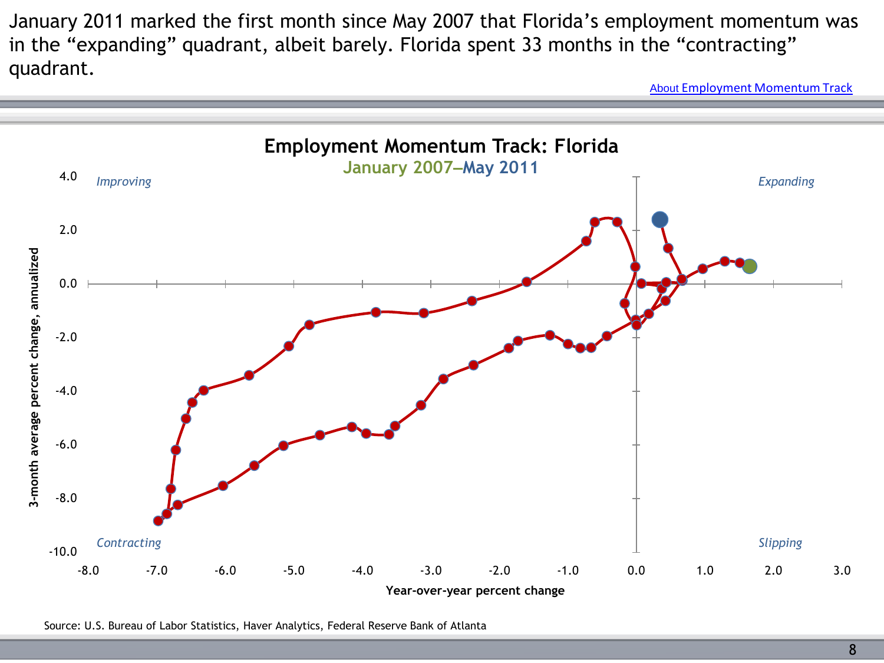January 2011 marked the first month since May 2007 that Florida's employment momentum was in the "expanding" quadrant, albeit barely. Florida spent 33 months in the "contracting" quadrant.

About Employment Momentum Track

## Employment Momentum Track: Florida

January 2007–May 2011

*Improving* *Expanding* *Contracting* *Slipping*

3-month average percent change, annualized

Year-over-year percent change

Source: U.S. Bureau of Labor Statistics, Haver Analytics, Federal Reserve Bank of Atlanta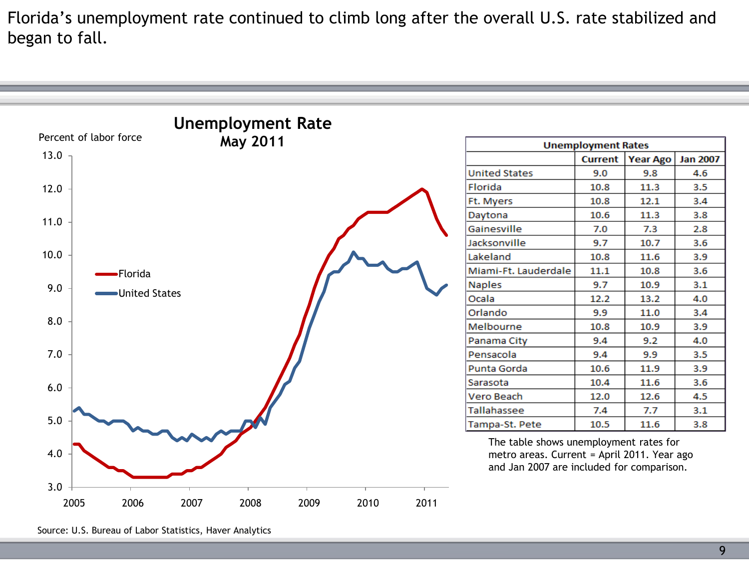Florida's unemployment rate continued to climb long after the overall U.S. rate stabilized and began to fall.

## Unemployment Rate
### May 2011

Percent of labor force

Florida

United States

Source: U.S. Bureau of Labor Statistics, Haver Analytics

| Unemployment Rates | | | |
|---|---|---|---|
| | Current | Year Ago | Jan 2007 |
| United States | 9.0 | 9.8 | 4.6 |
| Florida | 10.8 | 11.3 | 3.5 |
| Ft. Myers | 10.8 | 12.1 | 3.4 |
| Daytona | 10.6 | 11.3 | 3.8 |
| Gainesville | 7.0 | 7.3 | 2.8 |
| Jacksonville | 9.7 | 10.7 | 3.6 |
| Lakeland | 10.8 | 11.6 | 3.9 |
| Miami-Ft. Lauderdale | 11.1 | 10.8 | 3.6 |
| Naples | 9.7 | 10.9 | 3.1 |
| Ocala | 12.2 | 13.2 | 4.0 |
| Orlando | 9.9 | 11.0 | 3.4 |
| Melbourne | 10.8 | 10.9 | 3.9 |
| Panama City | 9.4 | 9.2 | 4.0 |
| Pensacola | 9.4 | 9.9 | 3.5 |
| Punta Gorda | 10.6 | 11.9 | 3.9 |
| Sarasota | 10.4 | 11.6 | 3.6 |
| Vero Beach | 12.0 | 12.6 | 4.5 |
| Tallahassee | 7.4 | 7.7 | 3.1 |
| Tampa-St. Pete | 10.5 | 11.6 | 3.8 |

The table shows unemployment rates for metro areas. Current = April 2011. Year ago and Jan 2007 are included for comparison.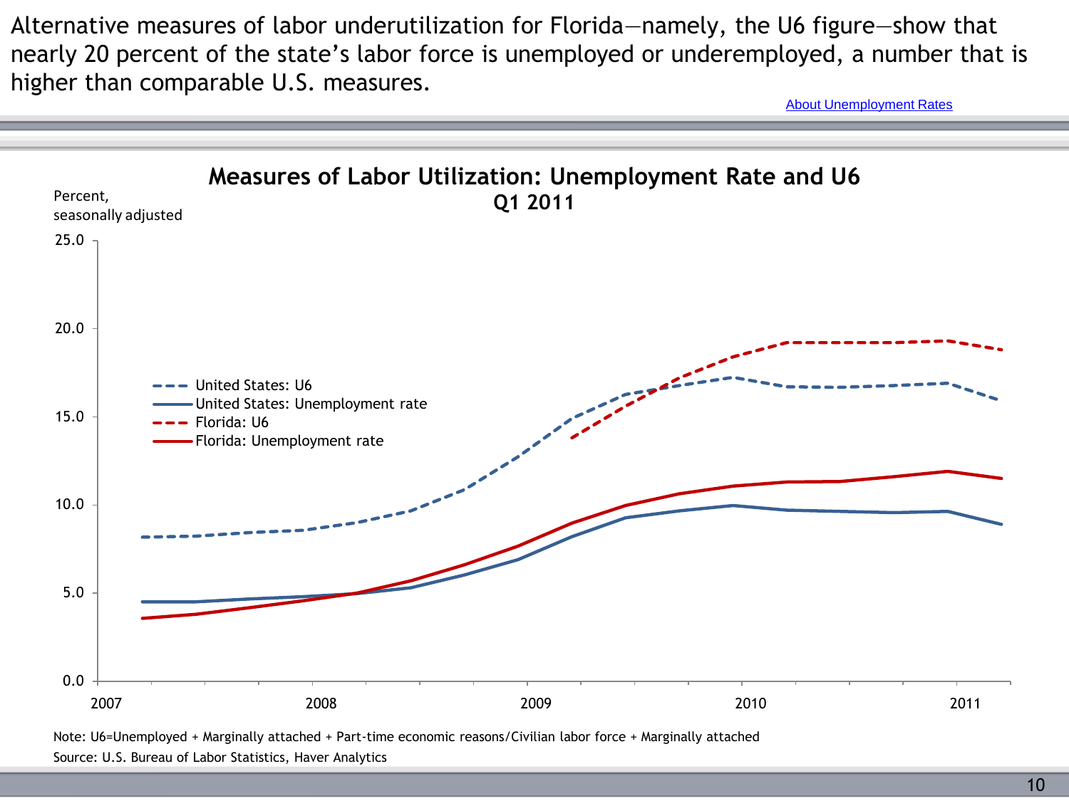Alternative measures of labor underutilization for Florida—namely, the U6 figure—show that nearly 20 percent of the state's labor force is unemployed or underemployed, a number that is higher than comparable U.S. measures.

About Unemployment Rates

## Measures of Labor Utilization: Unemployment Rate and U6
### Q1 2011

Percent, seasonally adjusted

- United States: U6
- United States: Unemployment rate
- Florida: U6
- Florida: Unemployment rate

Note: U6=Unemployed + Marginally attached + Part-time economic reasons/Civilian labor force + Marginally attached

Source: U.S. Bureau of Labor Statistics, Haver Analytics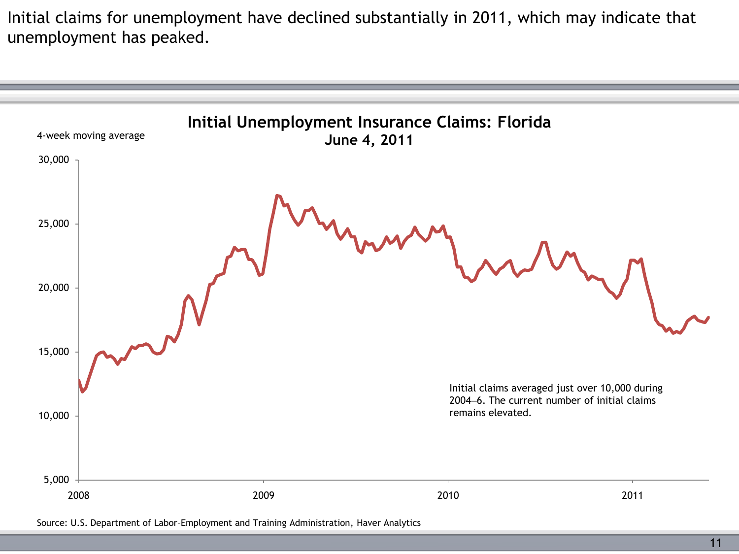Initial claims for unemployment have declined substantially in 2011, which may indicate that unemployment has peaked.

**Initial Unemployment Insurance Claims: Florida**
**June 4, 2011**

4-week moving average

30,000
25,000
20,000
15,000
10,000
5,000

2008 2009 2010 2011

Initial claims averaged just over 10,000 during 2004–6. The current number of initial claims remains elevated.

Source: U.S. Department of Labor–Employment and Training Administration, Haver Analytics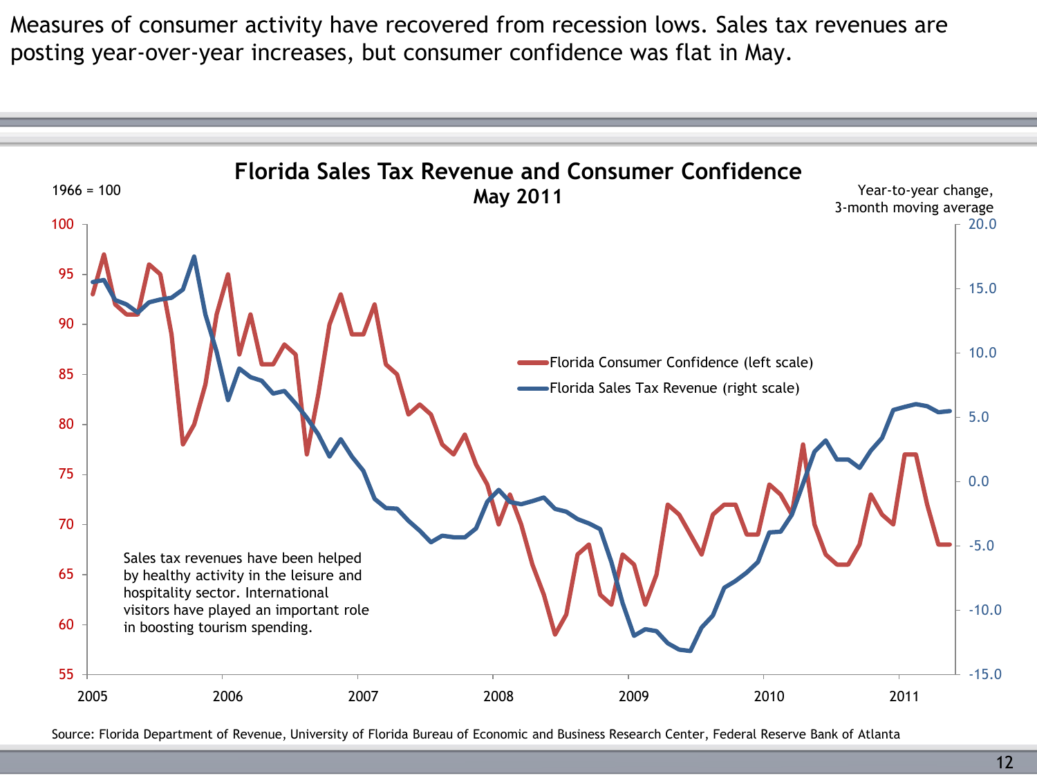Measures of consumer activity have recovered from recession lows. Sales tax revenues are posting year-over-year increases, but consumer confidence was flat in May.

## Florida Sales Tax Revenue and Consumer Confidence

**May 2011**

1966 = 100

Year-to-year change, 3-month moving average

- Florida Consumer Confidence (left scale)
- Florida Sales Tax Revenue (right scale)

Sales tax revenues have been helped by healthy activity in the leisure and hospitality sector. International visitors have played an important role in boosting tourism spending.

Source: Florida Department of Revenue, University of Florida Bureau of Economic and Business Research Center, Federal Reserve Bank of Atlanta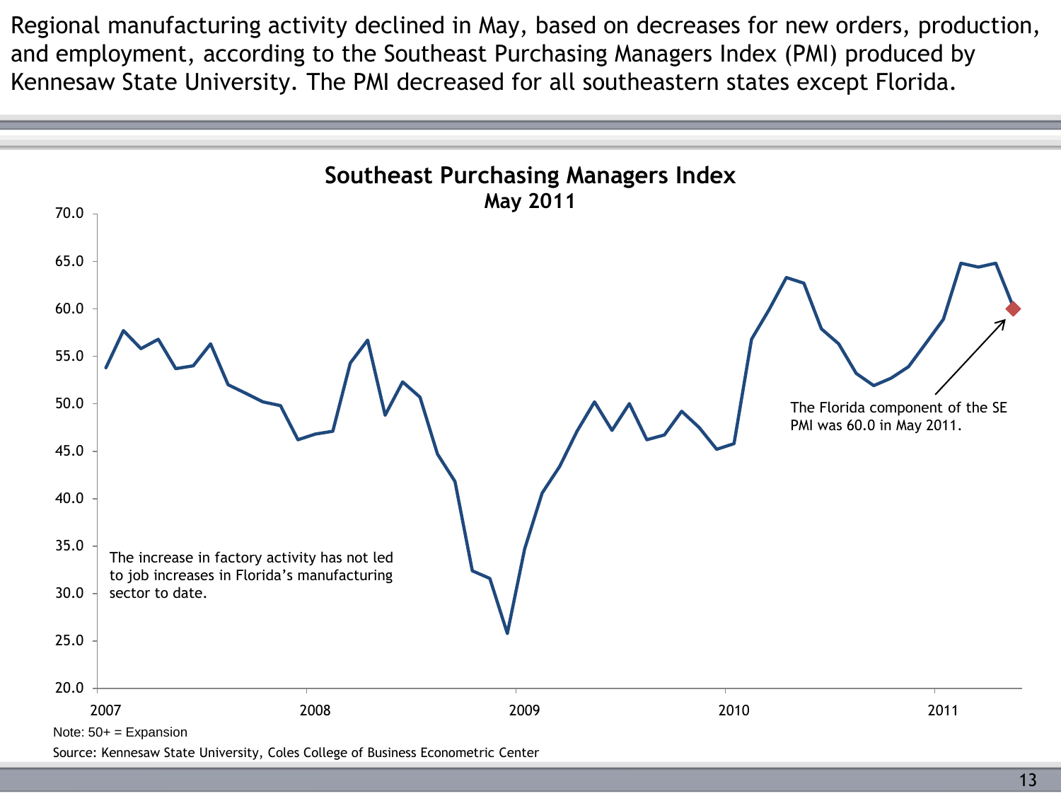Regional manufacturing activity declined in May, based on decreases for new orders, production, and employment, according to the Southeast Purchasing Managers Index (PMI) produced by Kennesaw State University. The PMI decreased for all southeastern states except Florida.

## Southeast Purchasing Managers Index
### May 2011

The increase in factory activity has not led to job increases in Florida's manufacturing sector to date.

The Florida component of the SE PMI was 60.0 in May 2011.

Note: 50+ = Expansion

Source: Kennesaw State University, Coles College of Business Econometric Center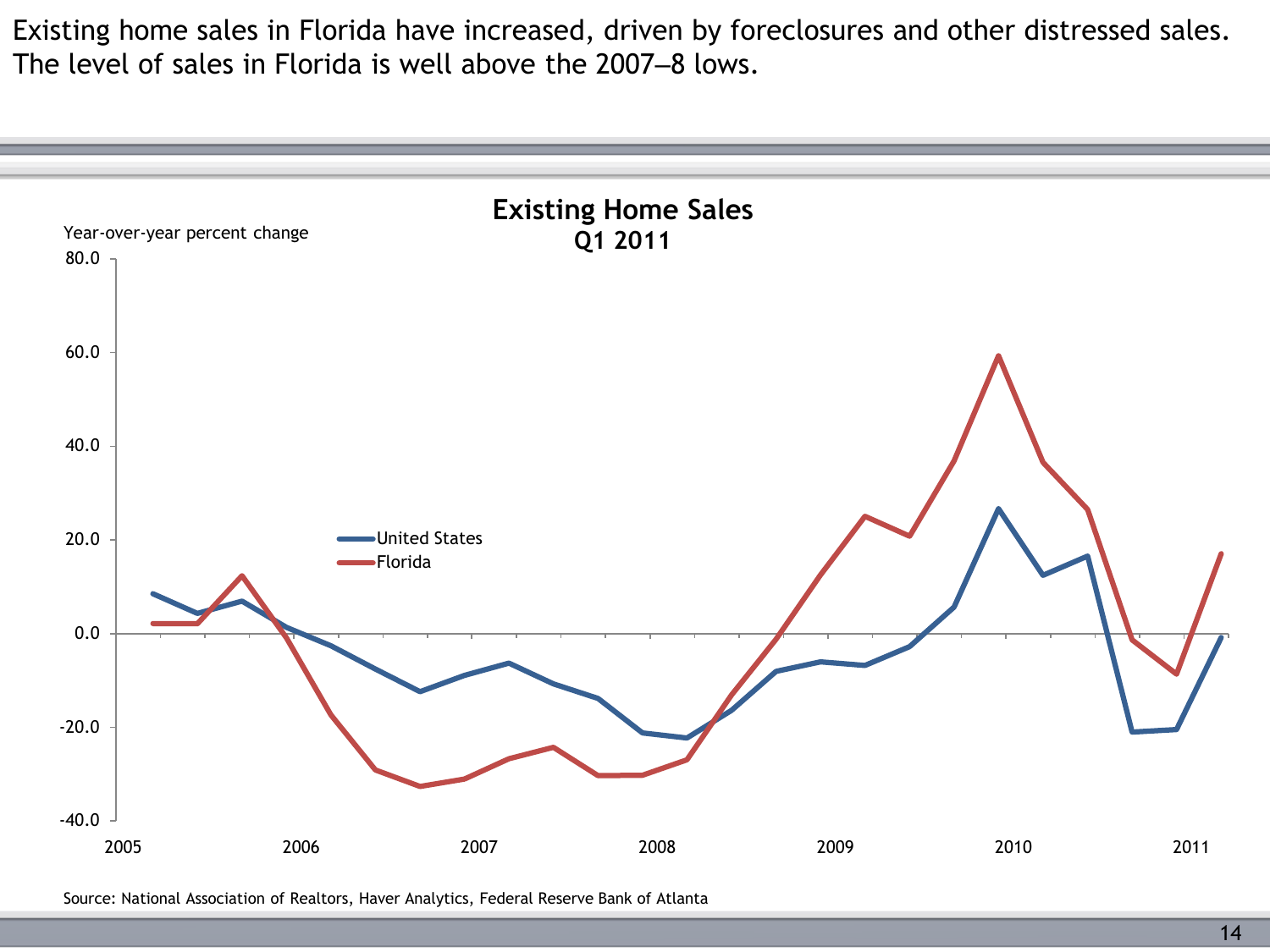Existing home sales in Florida have increased, driven by foreclosures and other distressed sales. The level of sales in Florida is well above the 2007–8 lows.

**Existing Home Sales**
**Q1 2011**

Year-over-year percent change

United States
Florida

Source: National Association of Realtors, Haver Analytics, Federal Reserve Bank of Atlanta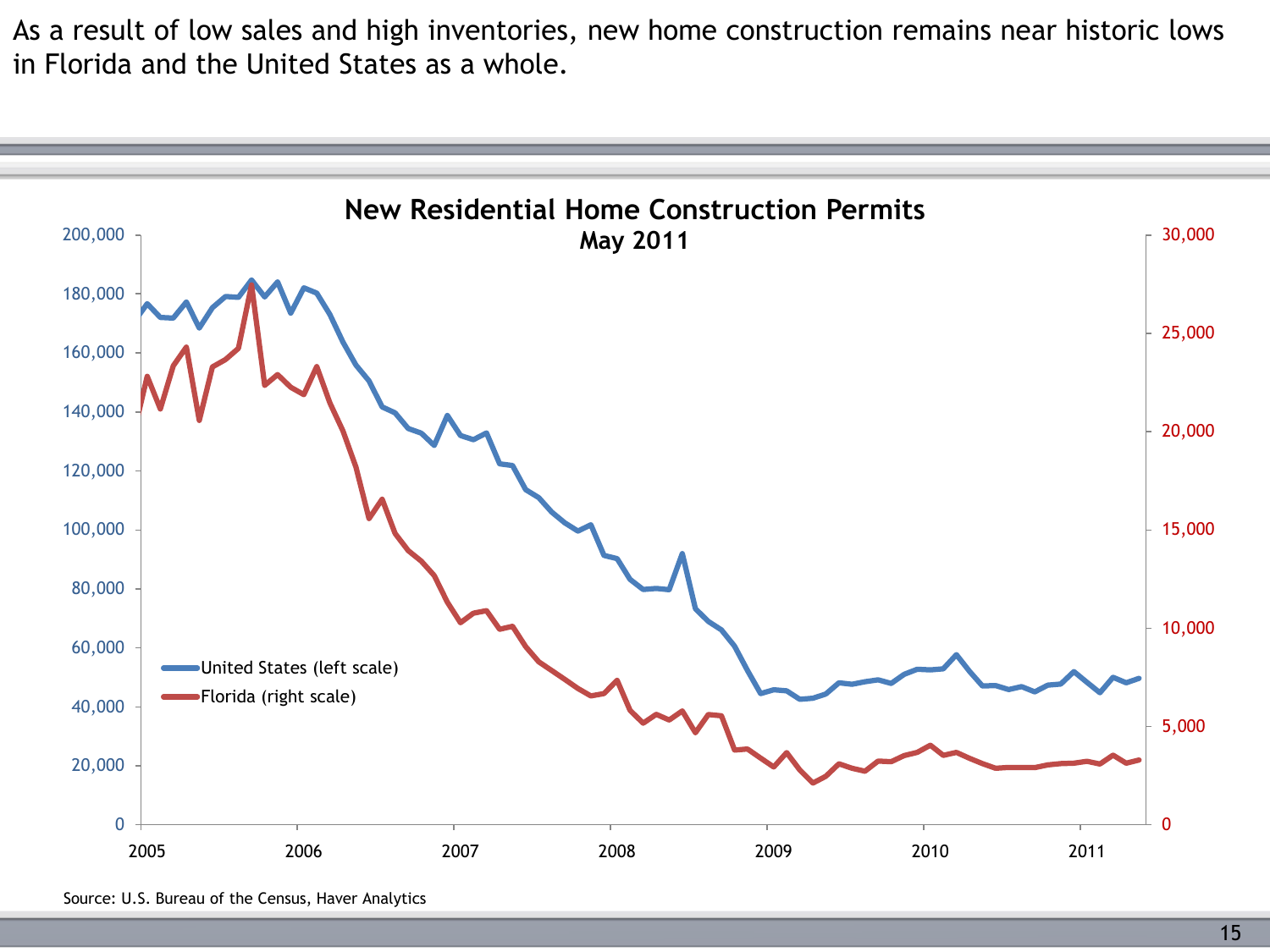As a result of low sales and high inventories, new home construction remains near historic lows in Florida and the United States as a whole.

**New Residential Home Construction Permits**
**May 2011**

United States (left scale)
Florida (right scale)

Source: U.S. Bureau of the Census, Haver Analytics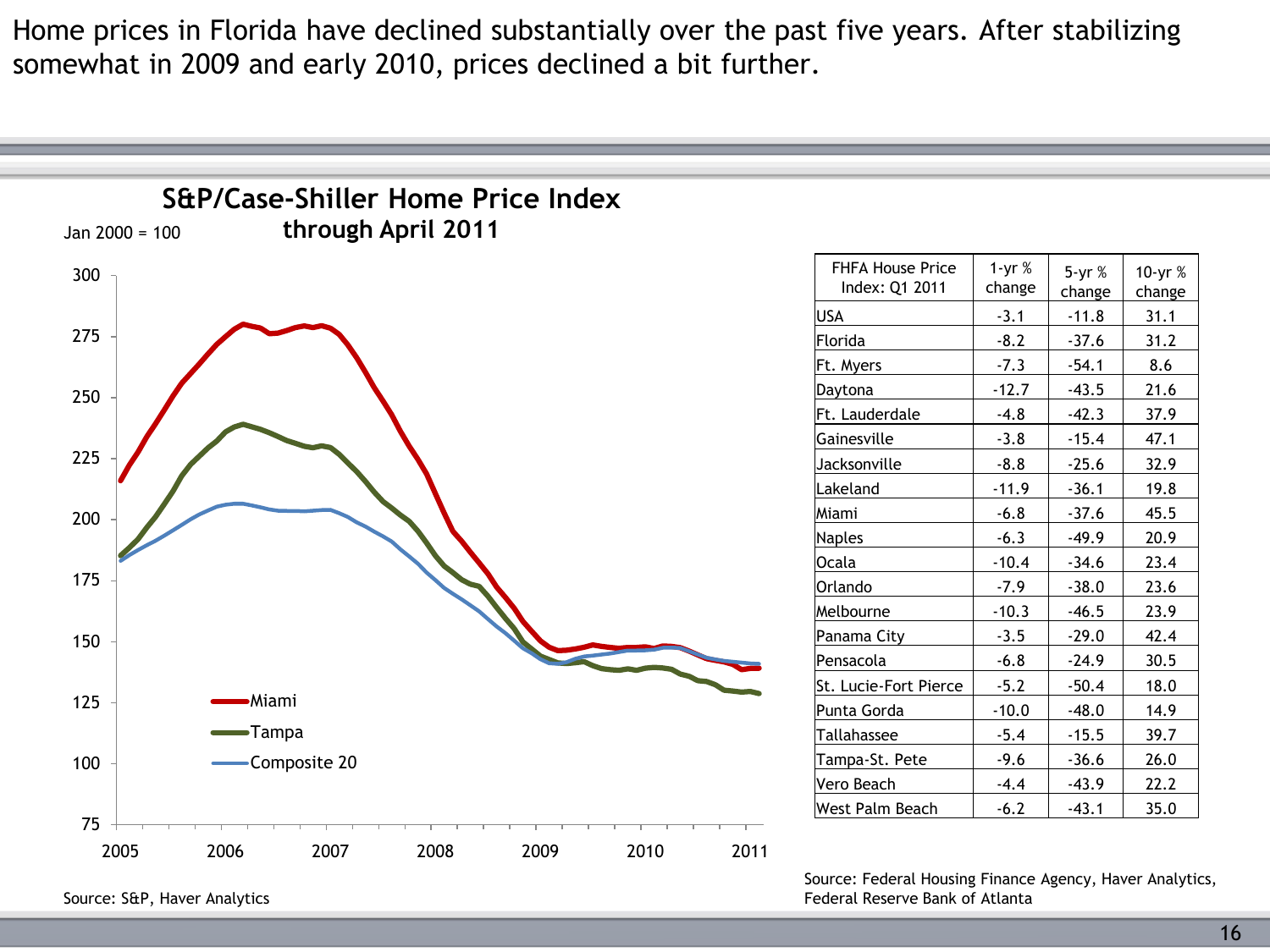Home prices in Florida have declined substantially over the past five years. After stabilizing somewhat in 2009 and early 2010, prices declined a bit further.

**S&P/Case-Shiller Home Price Index through April 2011**

Jan 2000 = 100

Source: S&P, Haver Analytics

| FHFA House Price Index: Q1 2011 | 1-yr % change | 5-yr % change | 10-yr % change |
|---|---|---|---|
| USA | -3.1 | -11.8 | 31.1 |
| Florida | -8.2 | -37.6 | 31.2 |
| Ft. Myers | -7.3 | -54.1 | 8.6 |
| Daytona | -12.7 | -43.5 | 21.6 |
| Ft. Lauderdale | -4.8 | -42.3 | 37.9 |
| Gainesville | -3.8 | -15.4 | 47.1 |
| Jacksonville | -8.8 | -25.6 | 32.9 |
| Lakeland | -11.9 | -36.1 | 19.8 |
| Miami | -6.8 | -37.6 | 45.5 |
| Naples | -6.3 | -49.9 | 20.9 |
| Ocala | -10.4 | -34.6 | 23.4 |
| Orlando | -7.9 | -38.0 | 23.6 |
| Melbourne | -10.3 | -46.5 | 23.9 |
| Panama City | -3.5 | -29.0 | 42.4 |
| Pensacola | -6.8 | -24.9 | 30.5 |
| St. Lucie-Fort Pierce | -5.2 | -50.4 | 18.0 |
| Punta Gorda | -10.0 | -48.0 | 14.9 |
| Tallahassee | -5.4 | -15.5 | 39.7 |
| Tampa-St. Pete | -9.6 | -36.6 | 26.0 |
| Vero Beach | -4.4 | -43.9 | 22.2 |
| West Palm Beach | -6.2 | -43.1 | 35.0 |

Source: Federal Housing Finance Agency, Haver Analytics, Federal Reserve Bank of Atlanta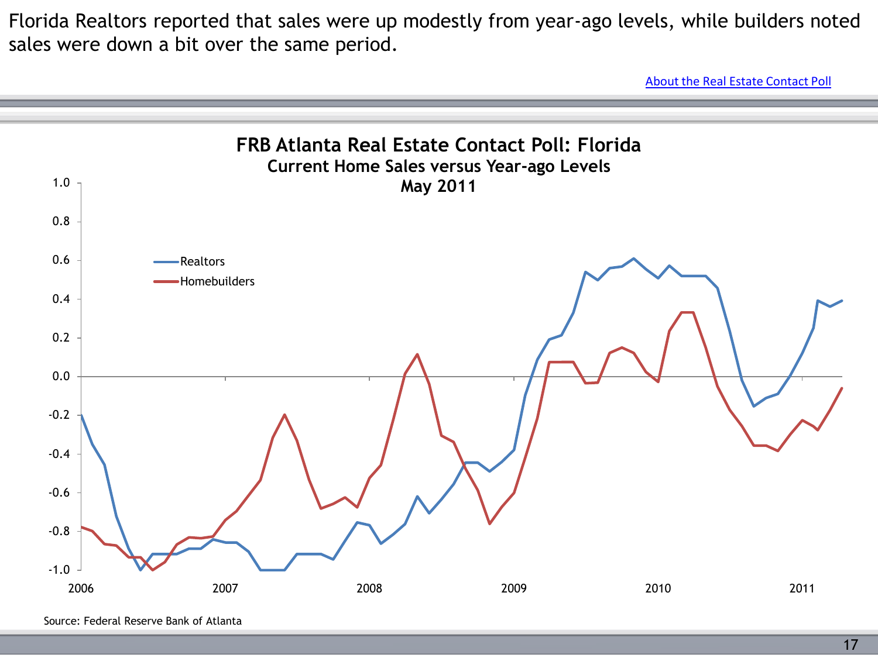Florida Realtors reported that sales were up modestly from year-ago levels, while builders noted sales were down a bit over the same period.

About the Real Estate Contact Poll

**FRB Atlanta Real Estate Contact Poll: Florida**
**Current Home Sales versus Year-ago Levels**
**May 2011**

Source: Federal Reserve Bank of Atlanta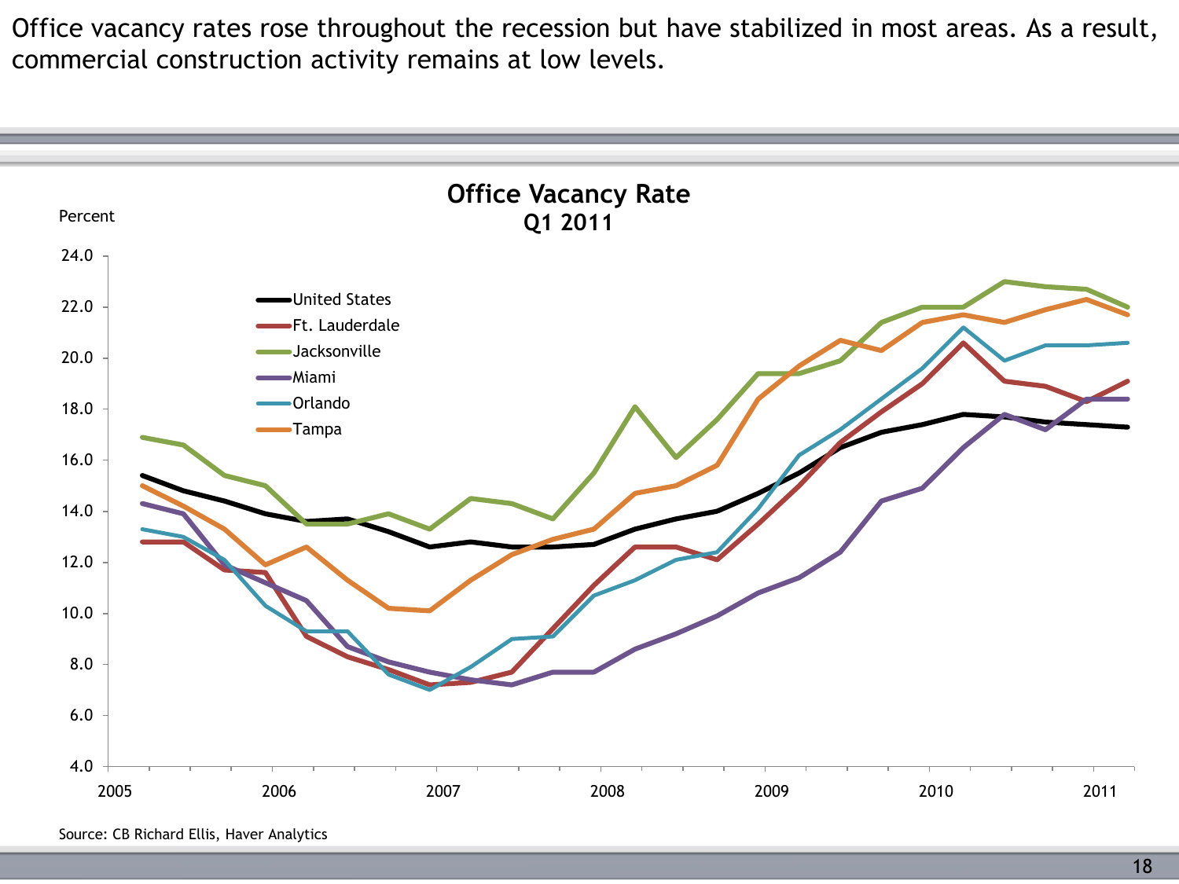Office vacancy rates rose throughout the recession but have stabilized in most areas. As a result, commercial construction activity remains at low levels.

**Office Vacancy Rate**
**Q1 2011**

Percent

Source: CB Richard Ellis, Haver Analytics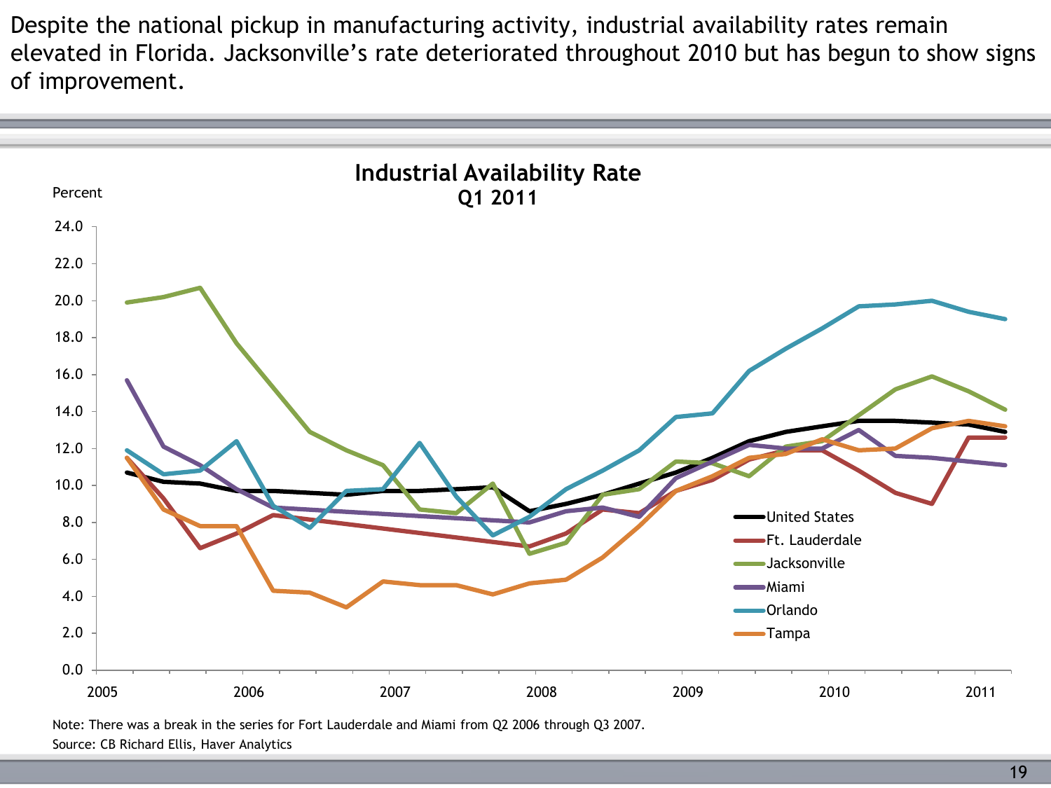Despite the national pickup in manufacturing activity, industrial availability rates remain elevated in Florida. Jacksonville's rate deteriorated throughout 2010 but has begun to show signs of improvement.

## Industrial Availability Rate
### Q1 2011

Percent

24.0
22.0
20.0
18.0
16.0
14.0
12.0
10.0
8.0
6.0
4.0
2.0
0.0

2005 2006 2007 2008 2009 2010 2011

- United States
- Ft. Lauderdale
- Jacksonville
- Miami
- Orlando
- Tampa

Note: There was a break in the series for Fort Lauderdale and Miami from Q2 2006 through Q3 2007.

Source: CB Richard Ellis, Haver Analytics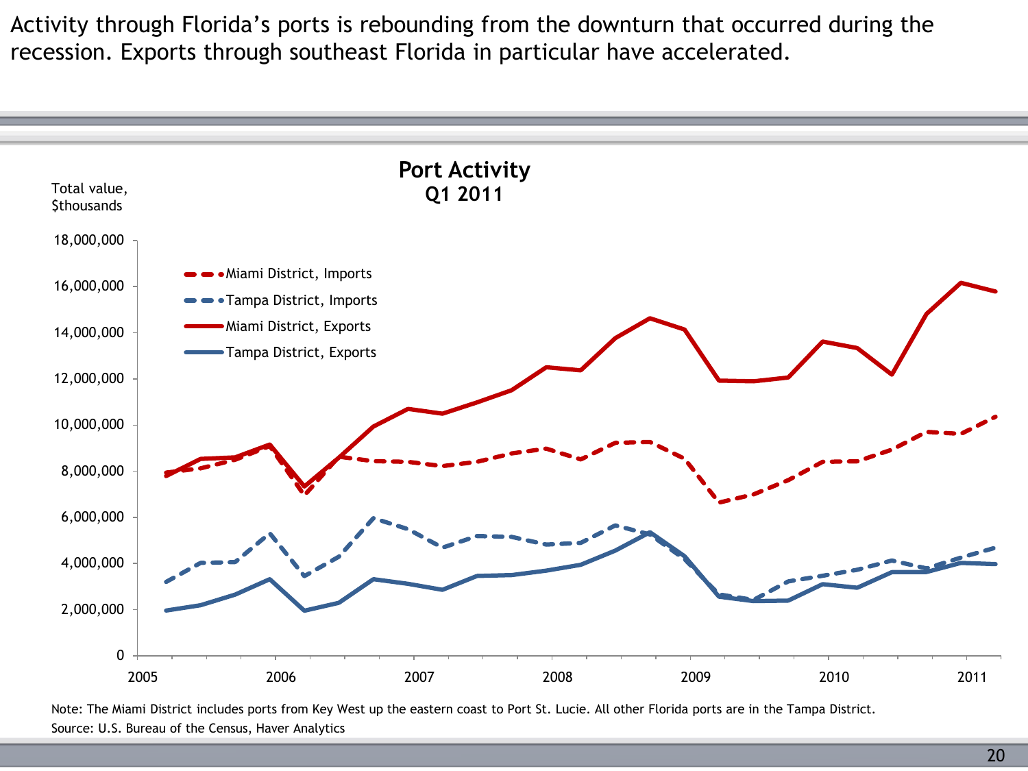Activity through Florida's ports is rebounding from the downturn that occurred during the recession. Exports through southeast Florida in particular have accelerated.

**Port Activity**
**Q1 2011**

Total value, $thousands

Miami District, Imports
Tampa District, Imports
Miami District, Exports
Tampa District, Exports

18,000,000
16,000,000
14,000,000
12,000,000
10,000,000
8,000,000
6,000,000
4,000,000
2,000,000
0

2005 2006 2007 2008 2009 2010 2011

Note: The Miami District includes ports from Key West up the eastern coast to Port St. Lucie. All other Florida ports are in the Tampa District.
Source: U.S. Bureau of the Census, Haver Analytics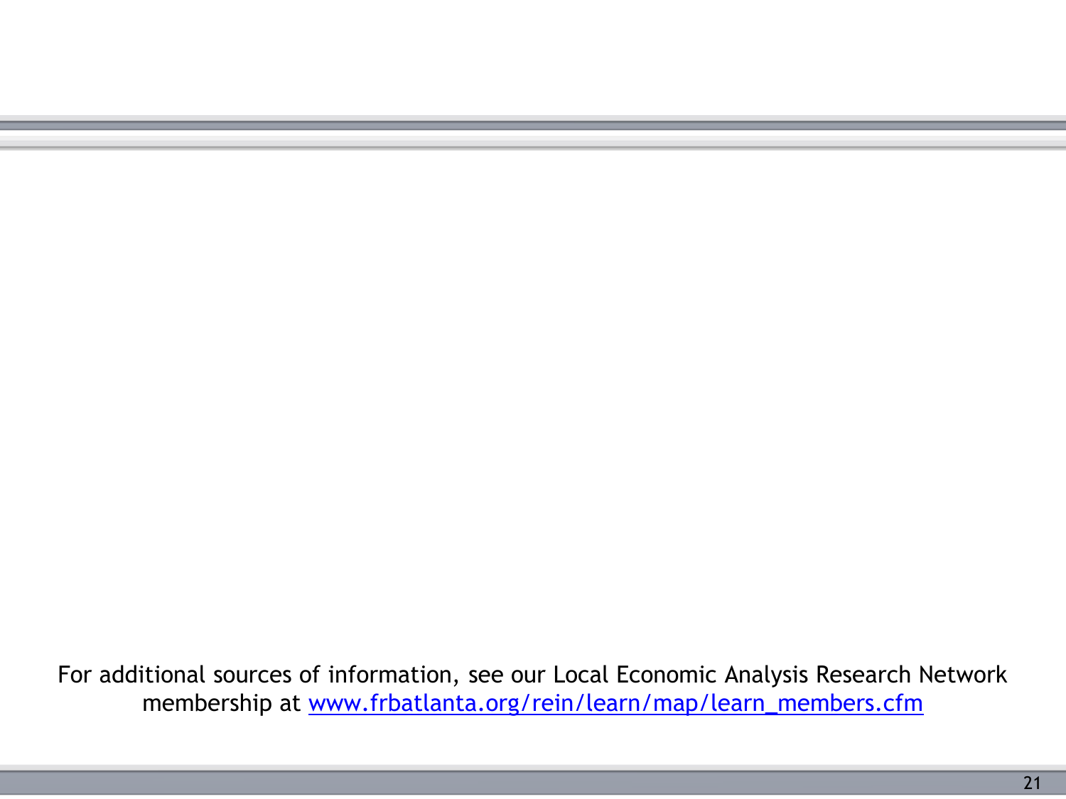For additional sources of information, see our Local Economic Analysis Research Network membership at [www.frbatlanta.org/rein/learn/map/learn_members.cfm](http://www.frbatlanta.org/rein/learn/map/learn_members.cfm)